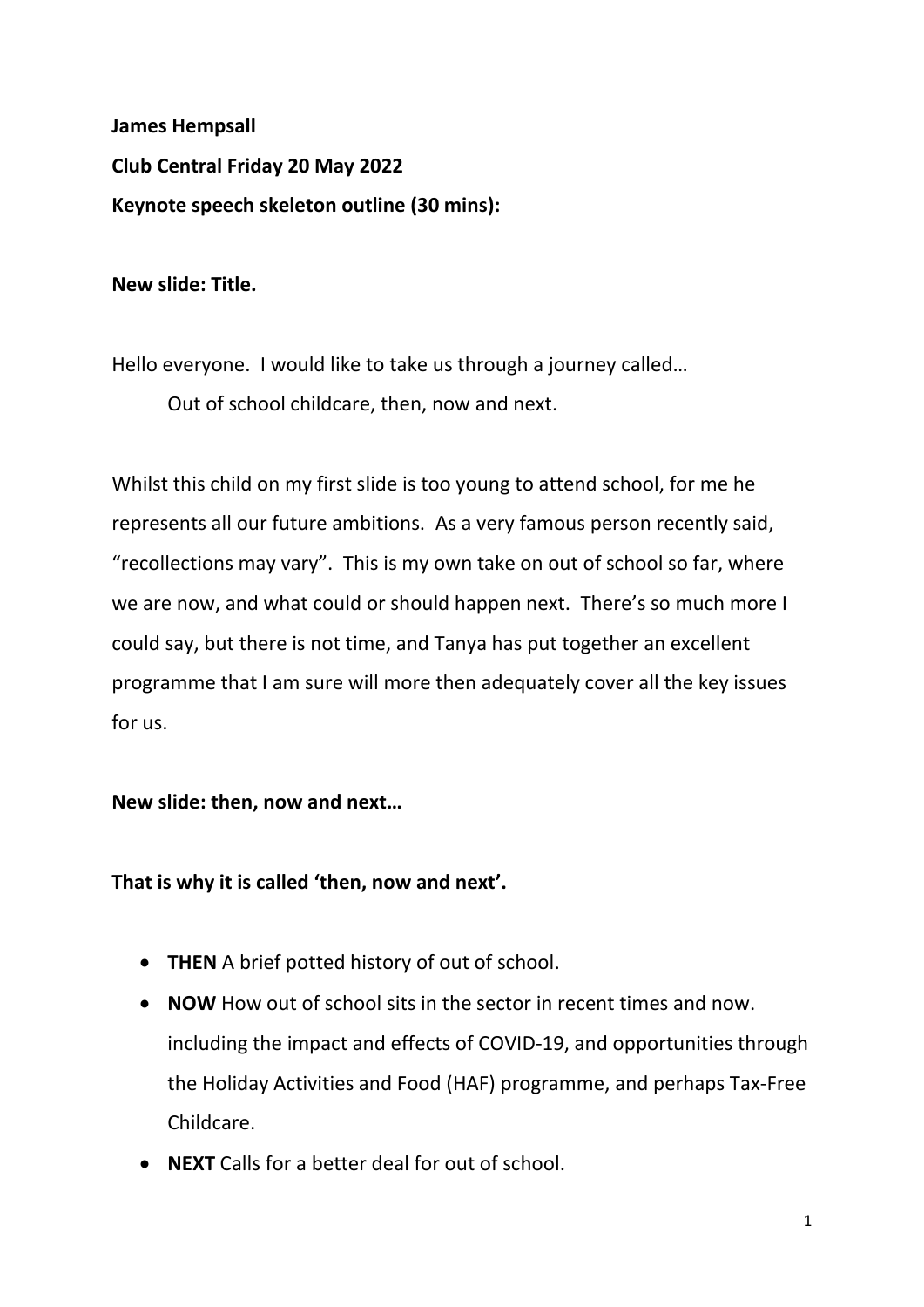**James Hempsall**

**Club Central Friday 20 May 2022**

**Keynote speech skeleton outline (30 mins):**

**New slide: Title.**

Hello everyone. I would like to take us through a journey called…

Out of school childcare, then, now and next.

Whilst this child on my first slide is too young to attend school, for me he represents all our future ambitions. As a very famous person recently said, "recollections may vary". This is my own take on out of school so far, where we are now, and what could or should happen next. There's so much more I could say, but there is not time, and Tanya has put together an excellent programme that I am sure will more then adequately cover all the key issues for us.

**New slide: then, now and next…**

**That is why it is called 'then, now and next'.**

- **THEN** A brief potted history of out of school.
- **NOW** How out of school sits in the sector in recent times and now. including the impact and effects of COVID-19, and opportunities through the Holiday Activities and Food (HAF) programme, and perhaps Tax-Free Childcare.
- **NEXT** Calls for a better deal for out of school.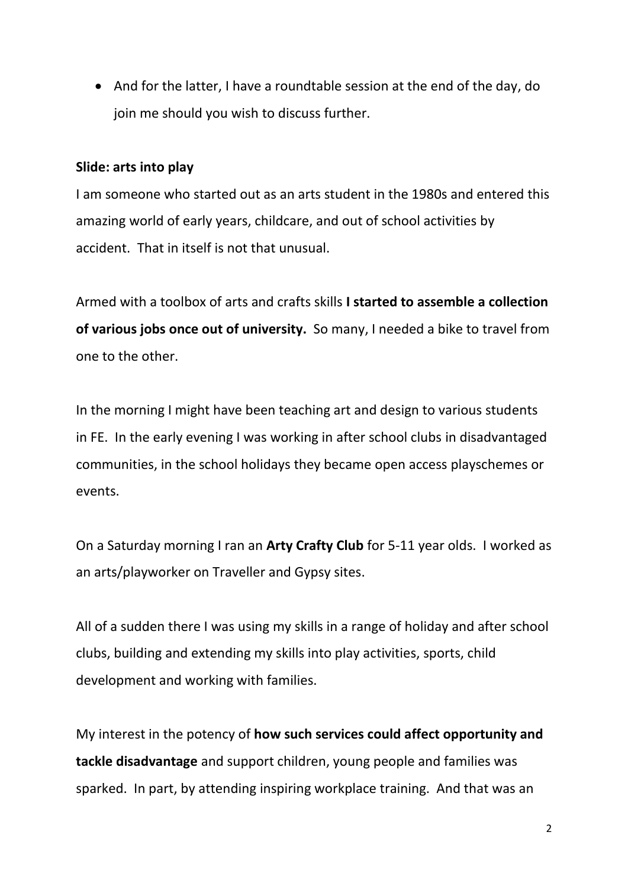- And for the latter, I have a roundtable session at the end of the day, do join me should you wish to discuss further.

**Slide: arts into play**

I am someone who started out as an arts student in the 1980s and entered this amazing world of early years, childcare, and out of school activities by accident. That in itself is not that unusual.

Armed with a toolbox of arts and crafts skills **I started to assemble a collection of various jobs once out of university.** So many, I needed a bike to travel from one to the other.

In the morning I might have been teaching art and design to various students in FE. In the early evening I was working in after school clubs in disadvantaged communities, in the school holidays they became open access playschemes or events.

On a Saturday morning I ran an **Arty Crafty Club** for 5-11 year olds. I worked as an arts/playworker on Traveller and Gypsy sites.

All of a sudden there I was using my skills in a range of holiday and after school clubs, building and extending my skills into play activities, sports, child development and working with families.

My interest in the potency of **how such services could affect opportunity and tackle disadvantage** and support children, young people and families was sparked. In part, by attending inspiring workplace training. And that was an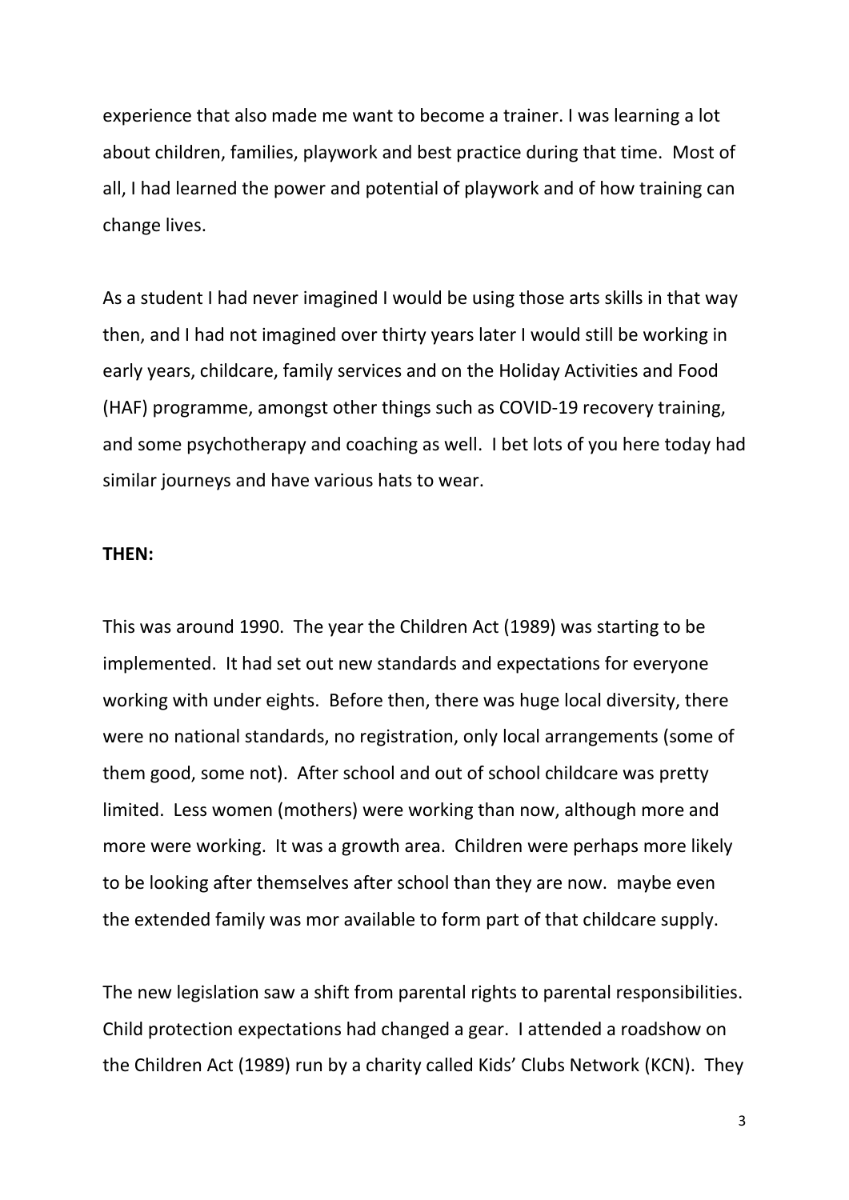experience that also made me want to become a trainer. I was learning a lot about children, families, playwork and best practice during that time. Most of all, I had learned the power and potential of playwork and of how training can change lives.

As a student I had never imagined I would be using those arts skills in that way then, and I had not imagined over thirty years later I would still be working in early years, childcare, family services and on the Holiday Activities and Food (HAF) programme, amongst other things such as COVID-19 recovery training, and some psychotherapy and coaching as well. I bet lots of you here today had similar journeys and have various hats to wear.

**THEN:**

This was around 1990. The year the Children Act (1989) was starting to be implemented. It had set out new standards and expectations for everyone working with under eights. Before then, there was huge local diversity, there were no national standards, no registration, only local arrangements (some of them good, some not). After school and out of school childcare was pretty limited. Less women (mothers) were working than now, although more and more were working. It was a growth area. Children were perhaps more likely to be looking after themselves after school than they are now. maybe even the extended family was mor available to form part of that childcare supply.

The new legislation saw a shift from parental rights to parental responsibilities. Child protection expectations had changed a gear. I attended a roadshow on the Children Act (1989) run by a charity called Kids' Clubs Network (KCN). They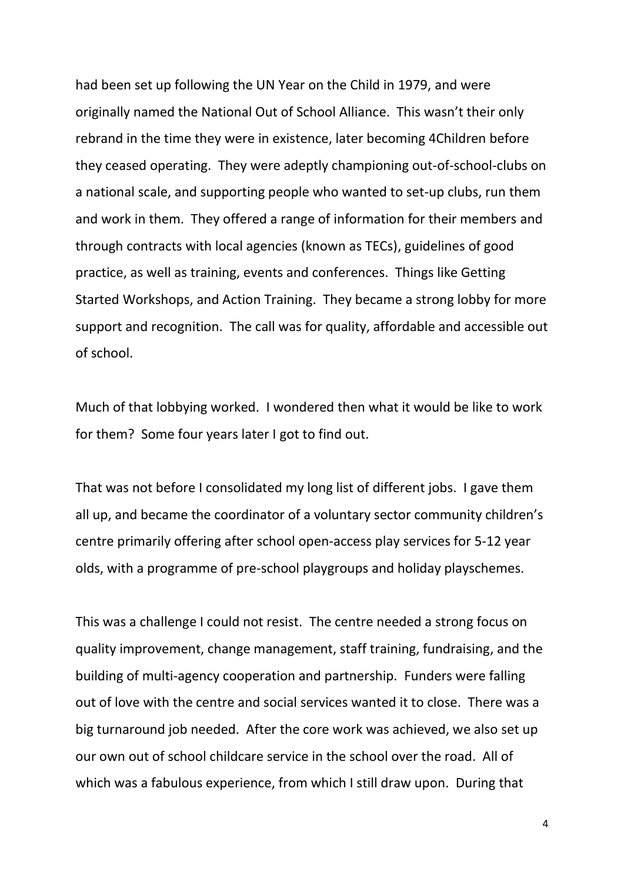had been set up following the UN Year on the Child in 1979, and were originally named the National Out of School Alliance. This wasn't their only rebrand in the time they were in existence, later becoming 4Children before they ceased operating. They were adeptly championing out-of-school-clubs on a national scale, and supporting people who wanted to set-up clubs, run them and work in them. They offered a range of information for their members and through contracts with local agencies (known as TECs), guidelines of good practice, as well as training, events and conferences. Things like Getting Started Workshops, and Action Training. They became a strong lobby for more support and recognition. The call was for quality, affordable and accessible out of school.

Much of that lobbying worked. I wondered then what it would be like to work for them? Some four years later I got to find out.

That was not before I consolidated my long list of different jobs. I gave them all up, and became the coordinator of a voluntary sector community children's centre primarily offering after school open-access play services for 5-12 year olds, with a programme of pre-school playgroups and holiday playschemes.

This was a challenge I could not resist. The centre needed a strong focus on quality improvement, change management, staff training, fundraising, and the building of multi-agency cooperation and partnership. Funders were falling out of love with the centre and social services wanted it to close. There was a big turnaround job needed. After the core work was achieved, we also set up our own out of school childcare service in the school over the road. All of which was a fabulous experience, from which I still draw upon. During that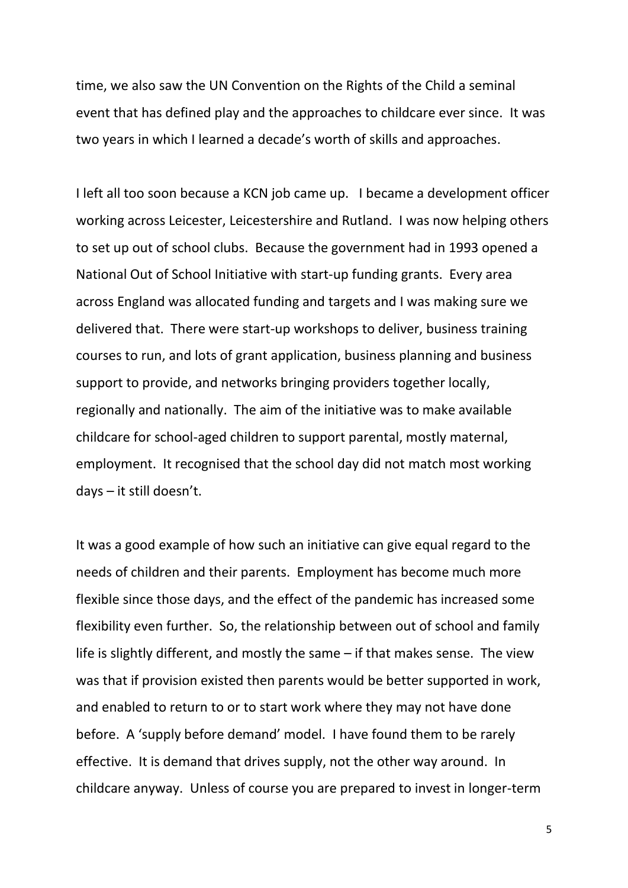time, we also saw the UN Convention on the Rights of the Child a seminal event that has defined play and the approaches to childcare ever since. It was two years in which I learned a decade's worth of skills and approaches.

I left all too soon because a KCN job came up. I became a development officer working across Leicester, Leicestershire and Rutland. I was now helping others to set up out of school clubs. Because the government had in 1993 opened a National Out of School Initiative with start-up funding grants. Every area across England was allocated funding and targets and I was making sure we delivered that. There were start-up workshops to deliver, business training courses to run, and lots of grant application, business planning and business support to provide, and networks bringing providers together locally, regionally and nationally. The aim of the initiative was to make available childcare for school-aged children to support parental, mostly maternal, employment. It recognised that the school day did not match most working days – it still doesn't.

It was a good example of how such an initiative can give equal regard to the needs of children and their parents. Employment has become much more flexible since those days, and the effect of the pandemic has increased some flexibility even further. So, the relationship between out of school and family life is slightly different, and mostly the same – if that makes sense. The view was that if provision existed then parents would be better supported in work, and enabled to return to or to start work where they may not have done before. A 'supply before demand' model. I have found them to be rarely effective. It is demand that drives supply, not the other way around. In childcare anyway. Unless of course you are prepared to invest in longer-term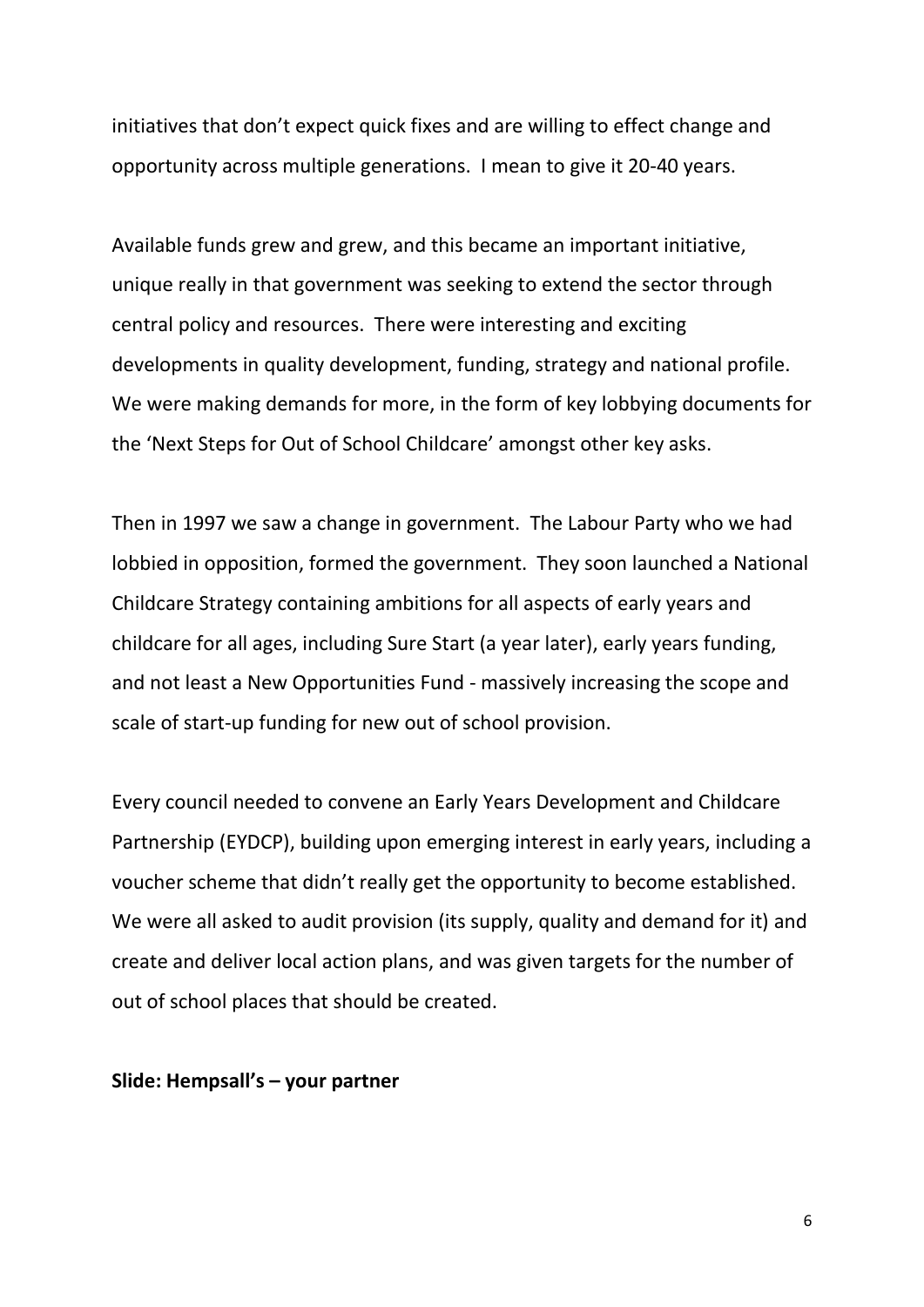initiatives that don't expect quick fixes and are willing to effect change and opportunity across multiple generations. I mean to give it 20-40 years.

Available funds grew and grew, and this became an important initiative, unique really in that government was seeking to extend the sector through central policy and resources. There were interesting and exciting developments in quality development, funding, strategy and national profile. We were making demands for more, in the form of key lobbying documents for the 'Next Steps for Out of School Childcare' amongst other key asks.

Then in 1997 we saw a change in government. The Labour Party who we had lobbied in opposition, formed the government. They soon launched a National Childcare Strategy containing ambitions for all aspects of early years and childcare for all ages, including Sure Start (a year later), early years funding, and not least a New Opportunities Fund - massively increasing the scope and scale of start-up funding for new out of school provision.

Every council needed to convene an Early Years Development and Childcare Partnership (EYDCP), building upon emerging interest in early years, including a voucher scheme that didn't really get the opportunity to become established. We were all asked to audit provision (its supply, quality and demand for it) and create and deliver local action plans, and was given targets for the number of out of school places that should be created.

**Slide: Hempsall's – your partner**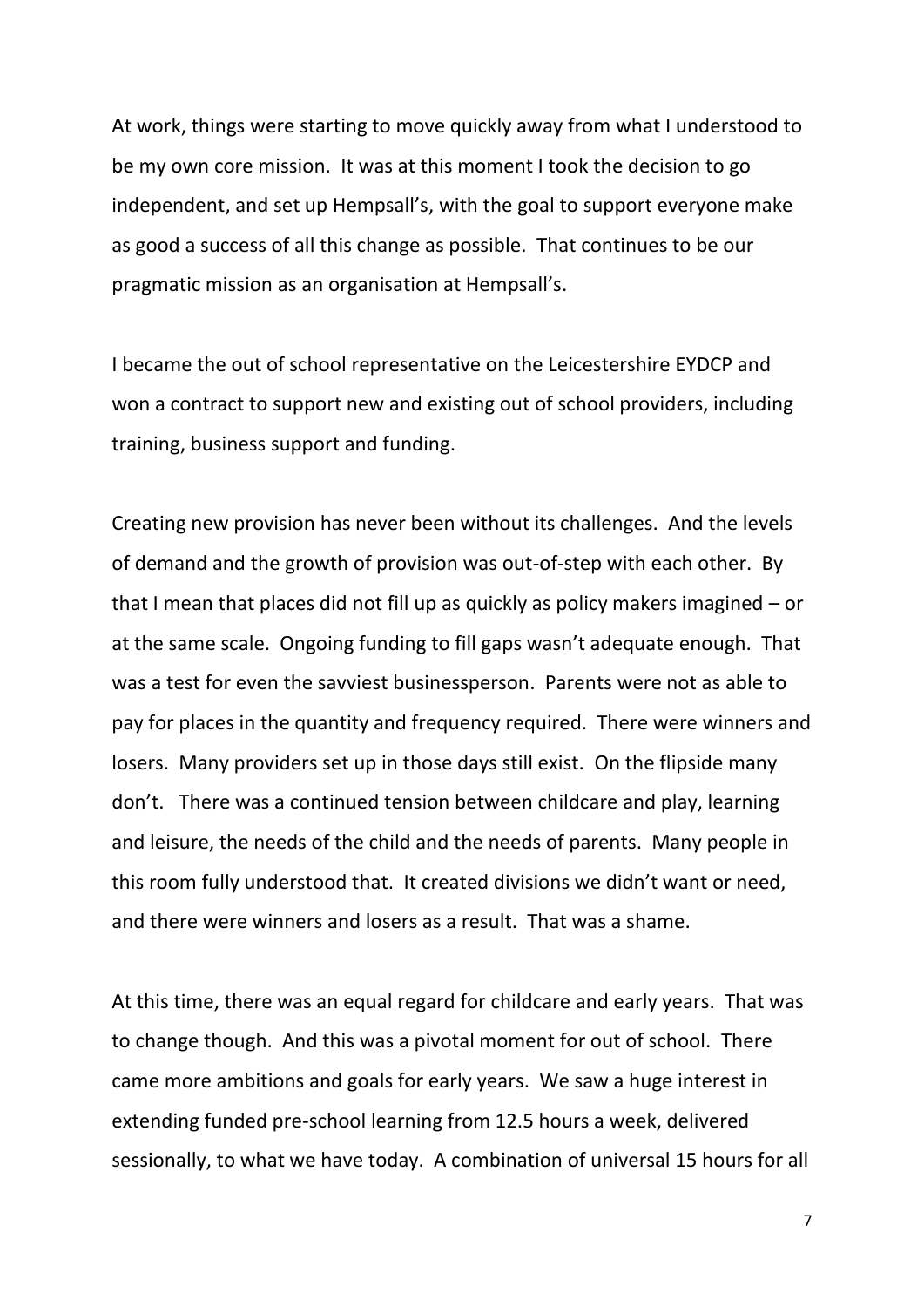At work, things were starting to move quickly away from what I understood to be my own core mission. It was at this moment I took the decision to go independent, and set up Hempsall's, with the goal to support everyone make as good a success of all this change as possible. That continues to be our pragmatic mission as an organisation at Hempsall's.

I became the out of school representative on the Leicestershire EYDCP and won a contract to support new and existing out of school providers, including training, business support and funding.

Creating new provision has never been without its challenges. And the levels of demand and the growth of provision was out-of-step with each other. By that I mean that places did not fill up as quickly as policy makers imagined – or at the same scale. Ongoing funding to fill gaps wasn't adequate enough. That was a test for even the savviest businessperson. Parents were not as able to pay for places in the quantity and frequency required. There were winners and losers. Many providers set up in those days still exist. On the flipside many don't. There was a continued tension between childcare and play, learning and leisure, the needs of the child and the needs of parents. Many people in this room fully understood that. It created divisions we didn't want or need, and there were winners and losers as a result. That was a shame.

At this time, there was an equal regard for childcare and early years. That was to change though. And this was a pivotal moment for out of school. There came more ambitions and goals for early years. We saw a huge interest in extending funded pre-school learning from 12.5 hours a week, delivered sessionally, to what we have today. A combination of universal 15 hours for all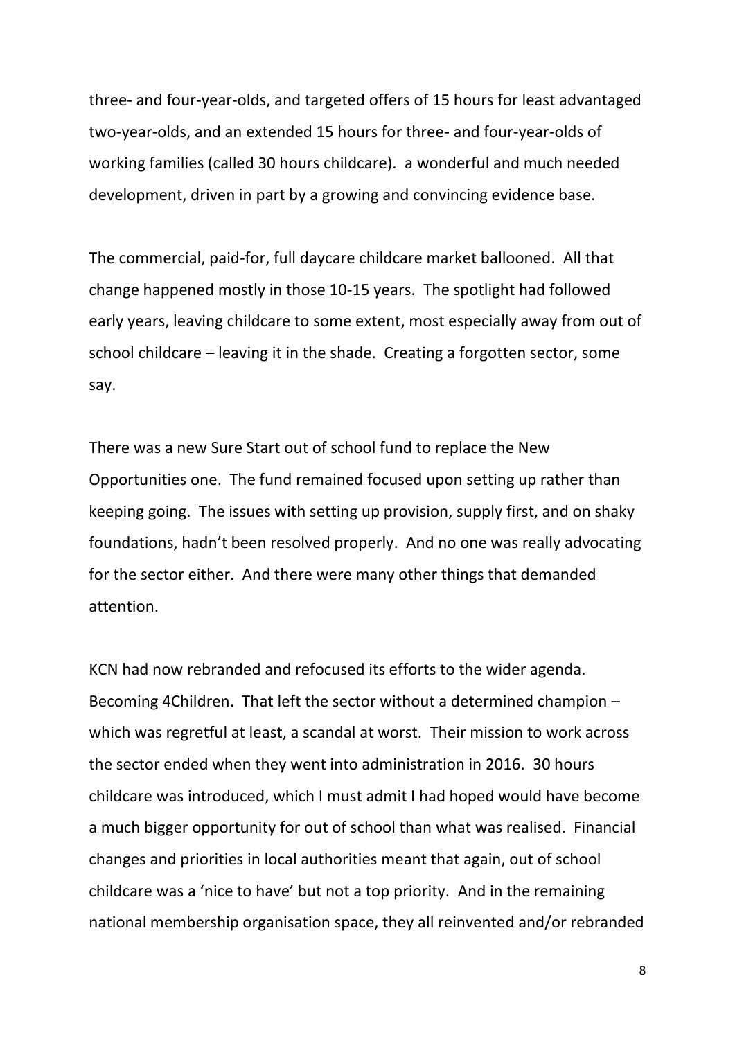three- and four-year-olds, and targeted offers of 15 hours for least advantaged two-year-olds, and an extended 15 hours for three- and four-year-olds of working families (called 30 hours childcare).  a wonderful and much needed development, driven in part by a growing and convincing evidence base.

The commercial, paid-for, full daycare childcare market ballooned.  All that change happened mostly in those 10-15 years.  The spotlight had followed early years, leaving childcare to some extent, most especially away from out of school childcare – leaving it in the shade.  Creating a forgotten sector, some say.

There was a new Sure Start out of school fund to replace the New Opportunities one.  The fund remained focused upon setting up rather than keeping going.  The issues with setting up provision, supply first, and on shaky foundations, hadn't been resolved properly.  And no one was really advocating for the sector either.  And there were many other things that demanded attention.

KCN had now rebranded and refocused its efforts to the wider agenda. Becoming 4Children.  That left the sector without a determined champion – which was regretful at least, a scandal at worst.  Their mission to work across the sector ended when they went into administration in 2016.  30 hours childcare was introduced, which I must admit I had hoped would have become a much bigger opportunity for out of school than what was realised.  Financial changes and priorities in local authorities meant that again, out of school childcare was a 'nice to have' but not a top priority.  And in the remaining national membership organisation space, they all reinvented and/or rebranded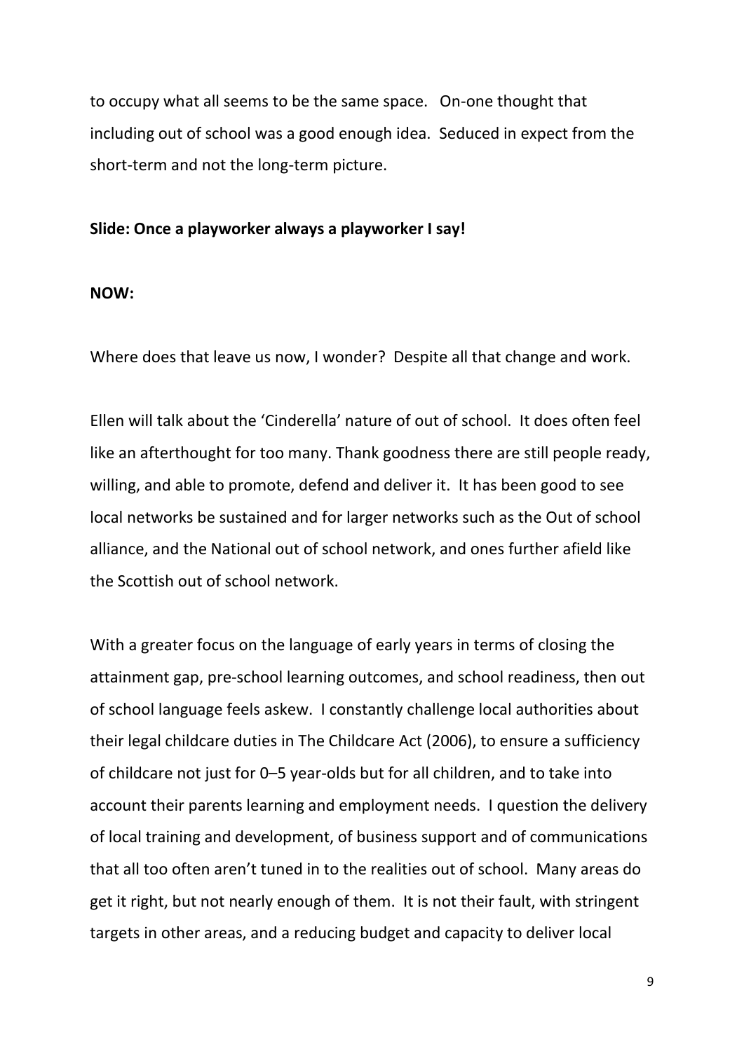to occupy what all seems to be the same space. On-one thought that including out of school was a good enough idea. Seduced in expect from the short-term and not the long-term picture.

**Slide: Once a playworker always a playworker I say!**

**NOW:**

Where does that leave us now, I wonder? Despite all that change and work.

Ellen will talk about the 'Cinderella' nature of out of school. It does often feel like an afterthought for too many. Thank goodness there are still people ready, willing, and able to promote, defend and deliver it. It has been good to see local networks be sustained and for larger networks such as the Out of school alliance, and the National out of school network, and ones further afield like the Scottish out of school network.

With a greater focus on the language of early years in terms of closing the attainment gap, pre-school learning outcomes, and school readiness, then out of school language feels askew. I constantly challenge local authorities about their legal childcare duties in The Childcare Act (2006), to ensure a sufficiency of childcare not just for 0–5 year-olds but for all children, and to take into account their parents learning and employment needs. I question the delivery of local training and development, of business support and of communications that all too often aren't tuned in to the realities out of school. Many areas do get it right, but not nearly enough of them. It is not their fault, with stringent targets in other areas, and a reducing budget and capacity to deliver local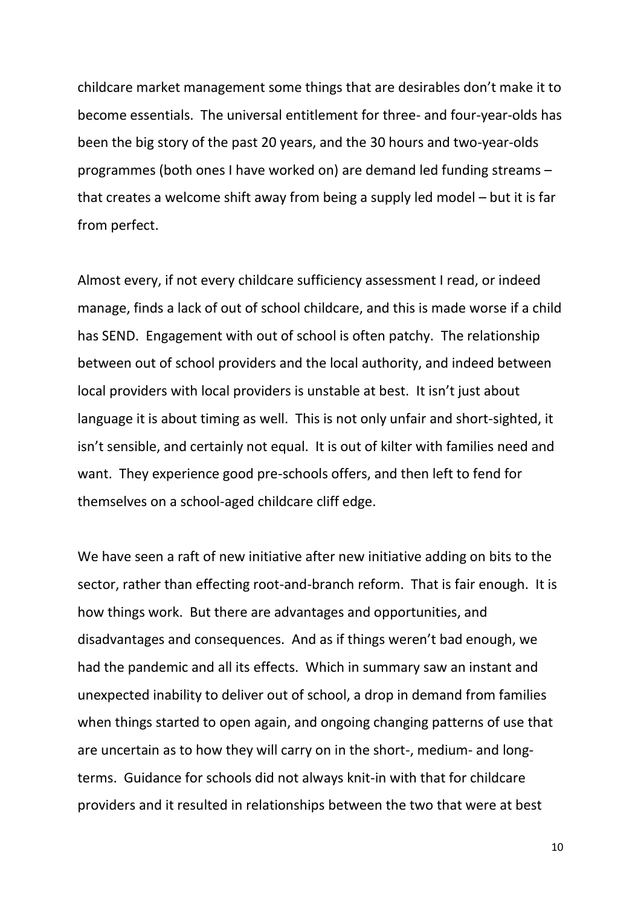childcare market management some things that are desirables don't make it to become essentials. The universal entitlement for three- and four-year-olds has been the big story of the past 20 years, and the 30 hours and two-year-olds programmes (both ones I have worked on) are demand led funding streams – that creates a welcome shift away from being a supply led model – but it is far from perfect.

Almost every, if not every childcare sufficiency assessment I read, or indeed manage, finds a lack of out of school childcare, and this is made worse if a child has SEND. Engagement with out of school is often patchy. The relationship between out of school providers and the local authority, and indeed between local providers with local providers is unstable at best. It isn't just about language it is about timing as well. This is not only unfair and short-sighted, it isn't sensible, and certainly not equal. It is out of kilter with families need and want. They experience good pre-schools offers, and then left to fend for themselves on a school-aged childcare cliff edge.

We have seen a raft of new initiative after new initiative adding on bits to the sector, rather than effecting root-and-branch reform. That is fair enough. It is how things work. But there are advantages and opportunities, and disadvantages and consequences. And as if things weren't bad enough, we had the pandemic and all its effects. Which in summary saw an instant and unexpected inability to deliver out of school, a drop in demand from families when things started to open again, and ongoing changing patterns of use that are uncertain as to how they will carry on in the short-, medium- and long-terms. Guidance for schools did not always knit-in with that for childcare providers and it resulted in relationships between the two that were at best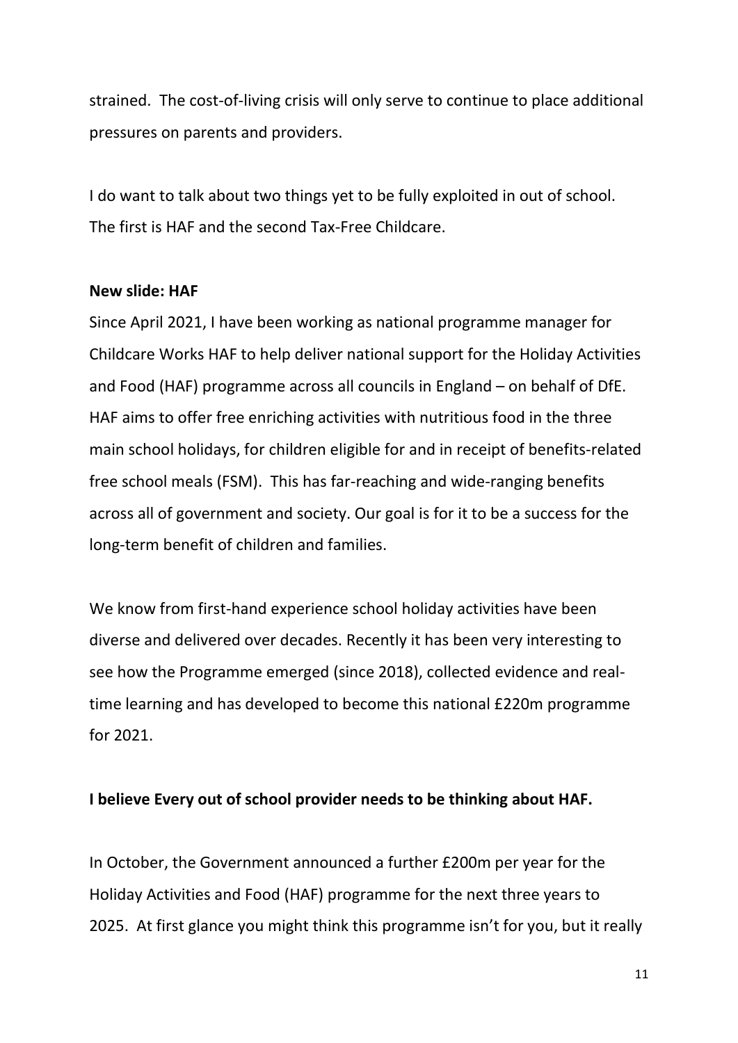strained. The cost-of-living crisis will only serve to continue to place additional pressures on parents and providers.

I do want to talk about two things yet to be fully exploited in out of school. The first is HAF and the second Tax-Free Childcare.

**New slide: HAF**

Since April 2021, I have been working as national programme manager for Childcare Works HAF to help deliver national support for the Holiday Activities and Food (HAF) programme across all councils in England – on behalf of DfE. HAF aims to offer free enriching activities with nutritious food in the three main school holidays, for children eligible for and in receipt of benefits-related free school meals (FSM). This has far-reaching and wide-ranging benefits across all of government and society. Our goal is for it to be a success for the long-term benefit of children and families.

We know from first-hand experience school holiday activities have been diverse and delivered over decades. Recently it has been very interesting to see how the Programme emerged (since 2018), collected evidence and real-time learning and has developed to become this national £220m programme for 2021.

**I believe Every out of school provider needs to be thinking about HAF.**

In October, the Government announced a further £200m per year for the Holiday Activities and Food (HAF) programme for the next three years to 2025. At first glance you might think this programme isn't for you, but it really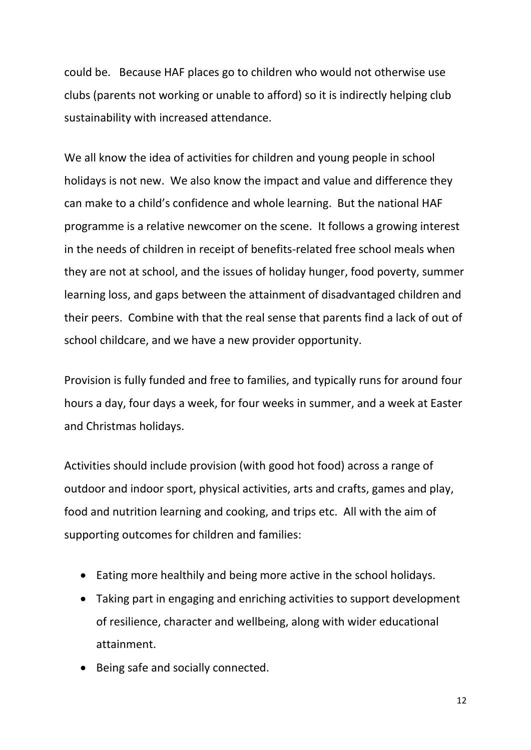could be. Because HAF places go to children who would not otherwise use clubs (parents not working or unable to afford) so it is indirectly helping club sustainability with increased attendance.

We all know the idea of activities for children and young people in school holidays is not new. We also know the impact and value and difference they can make to a child's confidence and whole learning. But the national HAF programme is a relative newcomer on the scene. It follows a growing interest in the needs of children in receipt of benefits-related free school meals when they are not at school, and the issues of holiday hunger, food poverty, summer learning loss, and gaps between the attainment of disadvantaged children and their peers. Combine with that the real sense that parents find a lack of out of school childcare, and we have a new provider opportunity.

Provision is fully funded and free to families, and typically runs for around four hours a day, four days a week, for four weeks in summer, and a week at Easter and Christmas holidays.

Activities should include provision (with good hot food) across a range of outdoor and indoor sport, physical activities, arts and crafts, games and play, food and nutrition learning and cooking, and trips etc. All with the aim of supporting outcomes for children and families:

- Eating more healthily and being more active in the school holidays.
- Taking part in engaging and enriching activities to support development of resilience, character and wellbeing, along with wider educational attainment.
- Being safe and socially connected.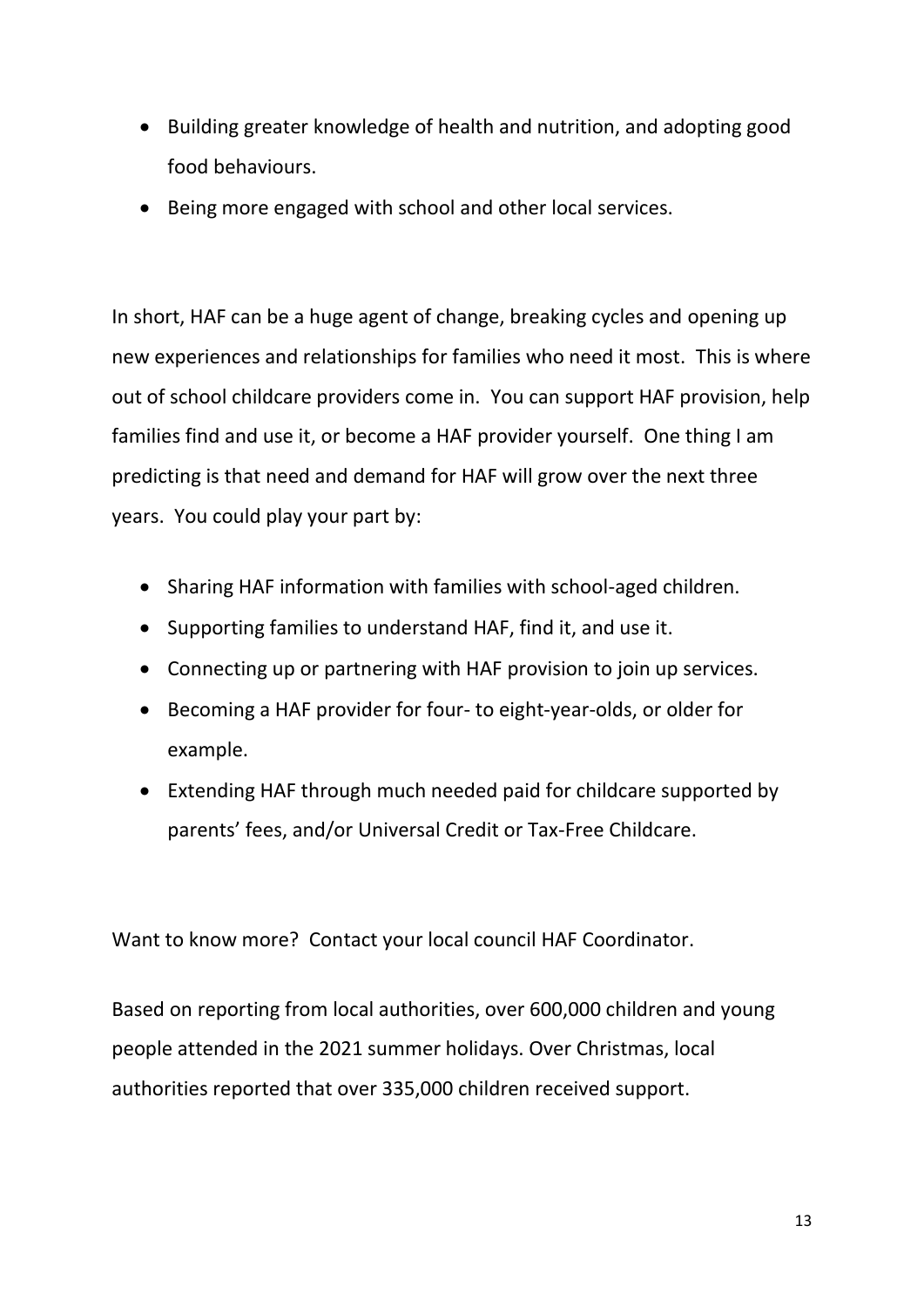- Building greater knowledge of health and nutrition, and adopting good food behaviours.
- Being more engaged with school and other local services.

In short, HAF can be a huge agent of change, breaking cycles and opening up new experiences and relationships for families who need it most. This is where out of school childcare providers come in. You can support HAF provision, help families find and use it, or become a HAF provider yourself. One thing I am predicting is that need and demand for HAF will grow over the next three years. You could play your part by:

- Sharing HAF information with families with school-aged children.
- Supporting families to understand HAF, find it, and use it.
- Connecting up or partnering with HAF provision to join up services.
- Becoming a HAF provider for four- to eight-year-olds, or older for example.
- Extending HAF through much needed paid for childcare supported by parents' fees, and/or Universal Credit or Tax-Free Childcare.

Want to know more? Contact your local council HAF Coordinator.

Based on reporting from local authorities, over 600,000 children and young people attended in the 2021 summer holidays. Over Christmas, local authorities reported that over 335,000 children received support.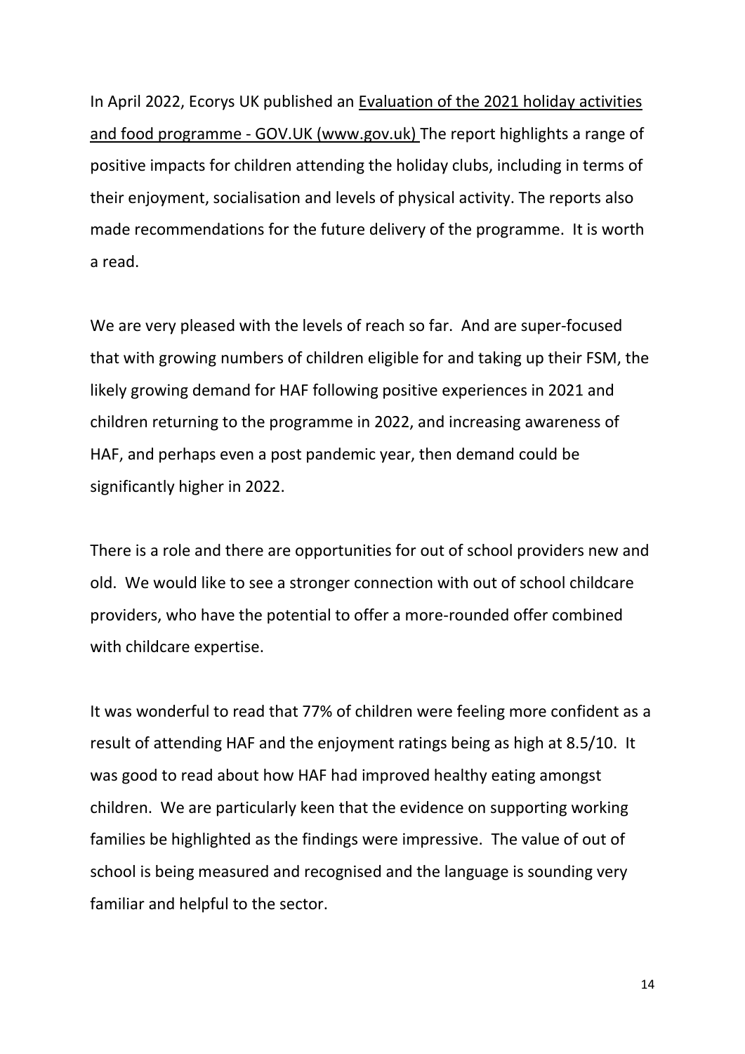In April 2022, Ecorys UK published an Evaluation of the 2021 holiday activities and food programme - GOV.UK (www.gov.uk) The report highlights a range of positive impacts for children attending the holiday clubs, including in terms of their enjoyment, socialisation and levels of physical activity. The reports also made recommendations for the future delivery of the programme. It is worth a read.

We are very pleased with the levels of reach so far. And are super-focused that with growing numbers of children eligible for and taking up their FSM, the likely growing demand for HAF following positive experiences in 2021 and children returning to the programme in 2022, and increasing awareness of HAF, and perhaps even a post pandemic year, then demand could be significantly higher in 2022.

There is a role and there are opportunities for out of school providers new and old. We would like to see a stronger connection with out of school childcare providers, who have the potential to offer a more-rounded offer combined with childcare expertise.

It was wonderful to read that 77% of children were feeling more confident as a result of attending HAF and the enjoyment ratings being as high at 8.5/10. It was good to read about how HAF had improved healthy eating amongst children. We are particularly keen that the evidence on supporting working families be highlighted as the findings were impressive. The value of out of school is being measured and recognised and the language is sounding very familiar and helpful to the sector.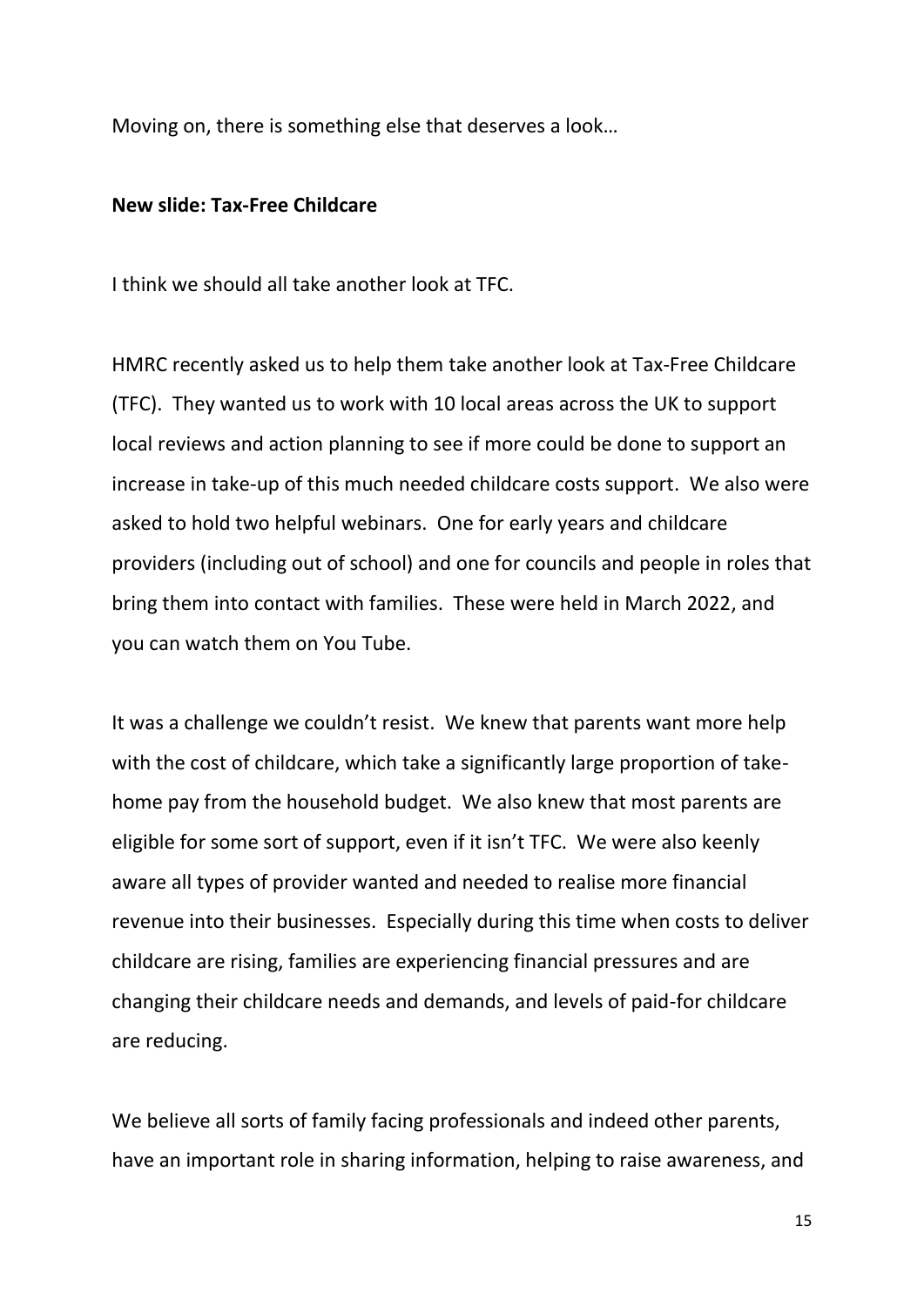Moving on, there is something else that deserves a look…

**New slide: Tax-Free Childcare**

I think we should all take another look at TFC.

HMRC recently asked us to help them take another look at Tax-Free Childcare (TFC). They wanted us to work with 10 local areas across the UK to support local reviews and action planning to see if more could be done to support an increase in take-up of this much needed childcare costs support. We also were asked to hold two helpful webinars. One for early years and childcare providers (including out of school) and one for councils and people in roles that bring them into contact with families. These were held in March 2022, and you can watch them on You Tube.

It was a challenge we couldn't resist. We knew that parents want more help with the cost of childcare, which take a significantly large proportion of take-home pay from the household budget. We also knew that most parents are eligible for some sort of support, even if it isn't TFC. We were also keenly aware all types of provider wanted and needed to realise more financial revenue into their businesses. Especially during this time when costs to deliver childcare are rising, families are experiencing financial pressures and are changing their childcare needs and demands, and levels of paid-for childcare are reducing.

We believe all sorts of family facing professionals and indeed other parents, have an important role in sharing information, helping to raise awareness, and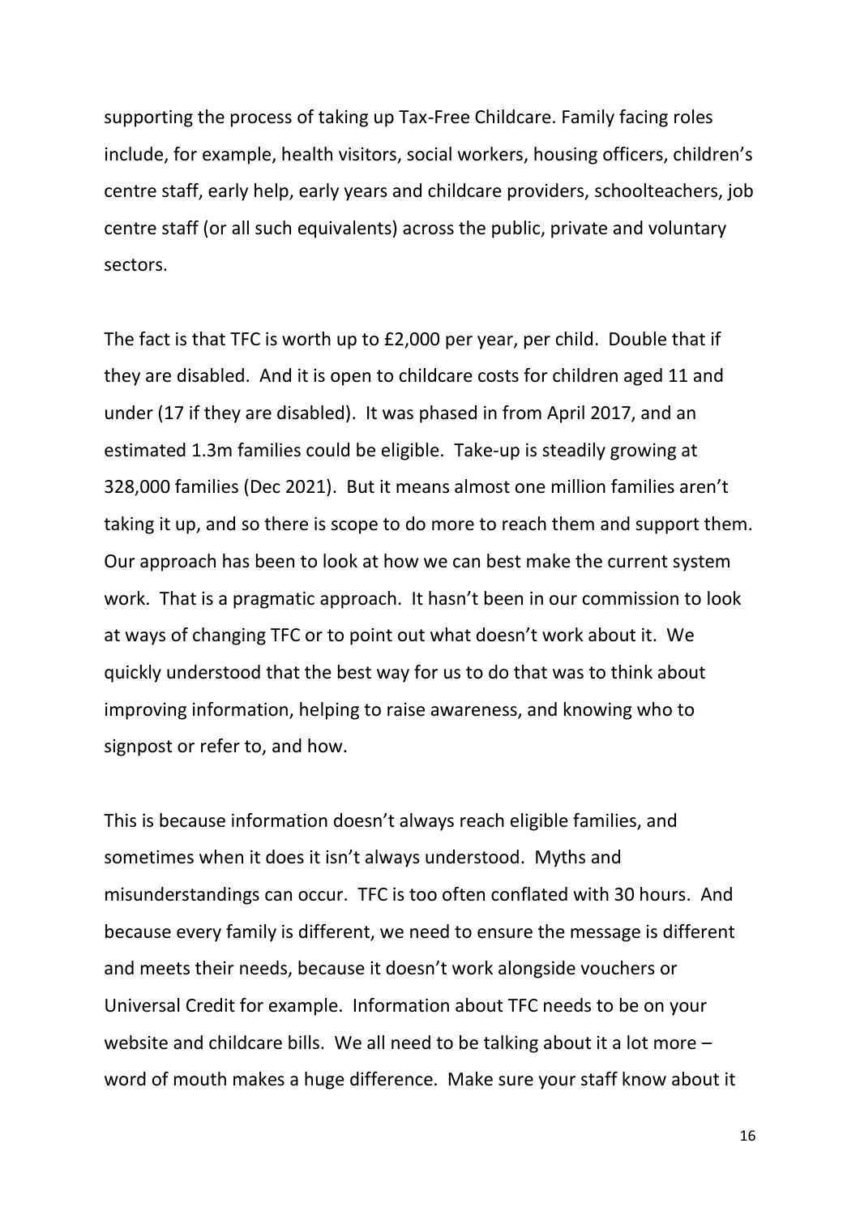supporting the process of taking up Tax-Free Childcare. Family facing roles include, for example, health visitors, social workers, housing officers, children's centre staff, early help, early years and childcare providers, schoolteachers, job centre staff (or all such equivalents) across the public, private and voluntary sectors.

The fact is that TFC is worth up to £2,000 per year, per child. Double that if they are disabled. And it is open to childcare costs for children aged 11 and under (17 if they are disabled). It was phased in from April 2017, and an estimated 1.3m families could be eligible. Take-up is steadily growing at 328,000 families (Dec 2021). But it means almost one million families aren't taking it up, and so there is scope to do more to reach them and support them. Our approach has been to look at how we can best make the current system work. That is a pragmatic approach. It hasn't been in our commission to look at ways of changing TFC or to point out what doesn't work about it. We quickly understood that the best way for us to do that was to think about improving information, helping to raise awareness, and knowing who to signpost or refer to, and how.

This is because information doesn't always reach eligible families, and sometimes when it does it isn't always understood. Myths and misunderstandings can occur. TFC is too often conflated with 30 hours. And because every family is different, we need to ensure the message is different and meets their needs, because it doesn't work alongside vouchers or Universal Credit for example. Information about TFC needs to be on your website and childcare bills. We all need to be talking about it a lot more – word of mouth makes a huge difference. Make sure your staff know about it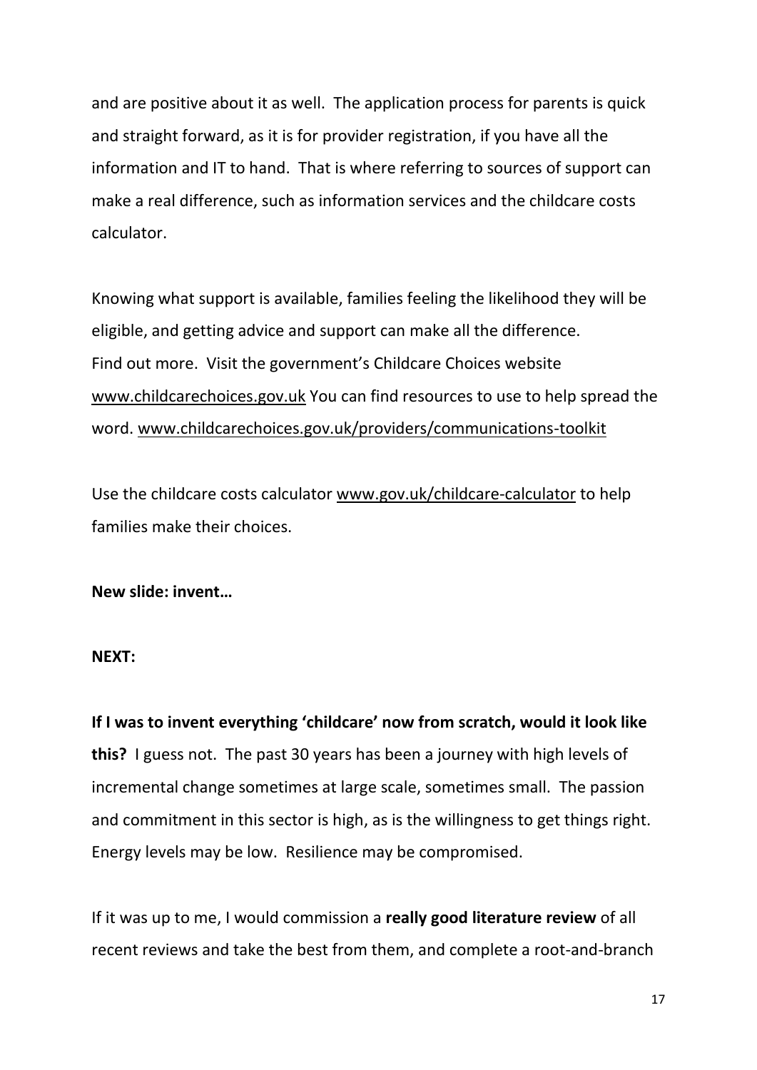and are positive about it as well. The application process for parents is quick and straight forward, as it is for provider registration, if you have all the information and IT to hand. That is where referring to sources of support can make a real difference, such as information services and the childcare costs calculator.

Knowing what support is available, families feeling the likelihood they will be eligible, and getting advice and support can make all the difference. Find out more. Visit the government's Childcare Choices website www.childcarechoices.gov.uk You can find resources to use to help spread the word. www.childcarechoices.gov.uk/providers/communications-toolkit

Use the childcare costs calculator www.gov.uk/childcare-calculator to help families make their choices.

**New slide: invent…**

**NEXT:**

**If I was to invent everything 'childcare' now from scratch, would it look like this?** I guess not. The past 30 years has been a journey with high levels of incremental change sometimes at large scale, sometimes small. The passion and commitment in this sector is high, as is the willingness to get things right. Energy levels may be low. Resilience may be compromised.

If it was up to me, I would commission a **really good literature review** of all recent reviews and take the best from them, and complete a root-and-branch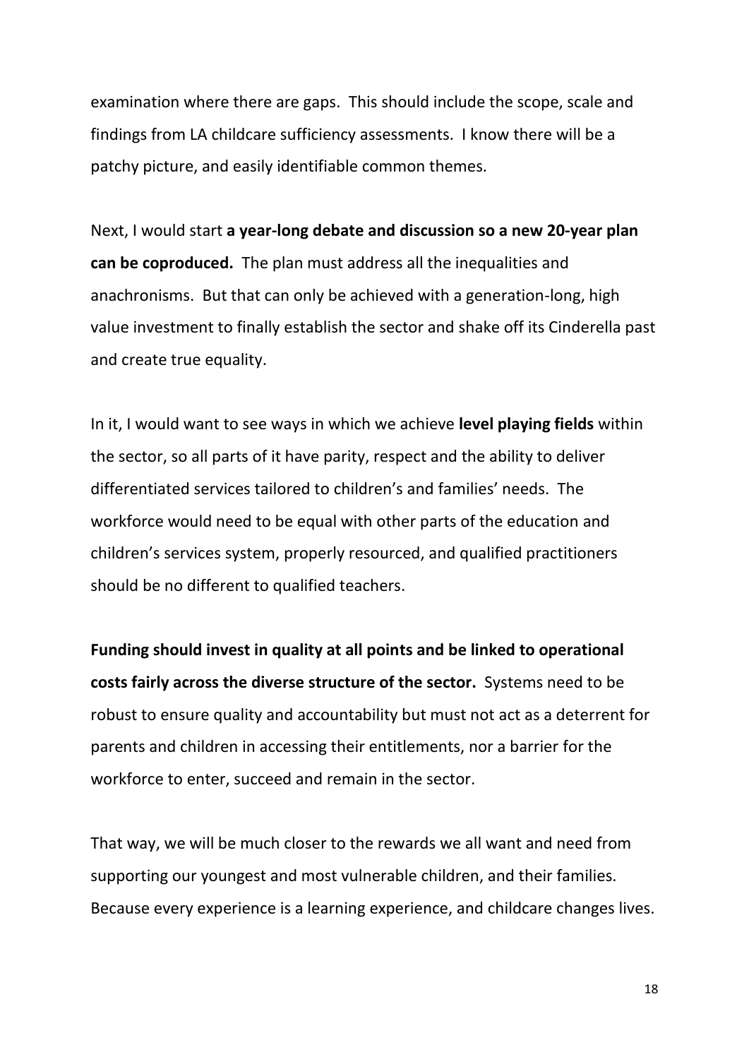examination where there are gaps. This should include the scope, scale and findings from LA childcare sufficiency assessments. I know there will be a patchy picture, and easily identifiable common themes.

Next, I would start **a year-long debate and discussion so a new 20-year plan can be coproduced.** The plan must address all the inequalities and anachronisms. But that can only be achieved with a generation-long, high value investment to finally establish the sector and shake off its Cinderella past and create true equality.

In it, I would want to see ways in which we achieve **level playing fields** within the sector, so all parts of it have parity, respect and the ability to deliver differentiated services tailored to children's and families' needs. The workforce would need to be equal with other parts of the education and children's services system, properly resourced, and qualified practitioners should be no different to qualified teachers.

**Funding should invest in quality at all points and be linked to operational costs fairly across the diverse structure of the sector.** Systems need to be robust to ensure quality and accountability but must not act as a deterrent for parents and children in accessing their entitlements, nor a barrier for the workforce to enter, succeed and remain in the sector.

That way, we will be much closer to the rewards we all want and need from supporting our youngest and most vulnerable children, and their families. Because every experience is a learning experience, and childcare changes lives.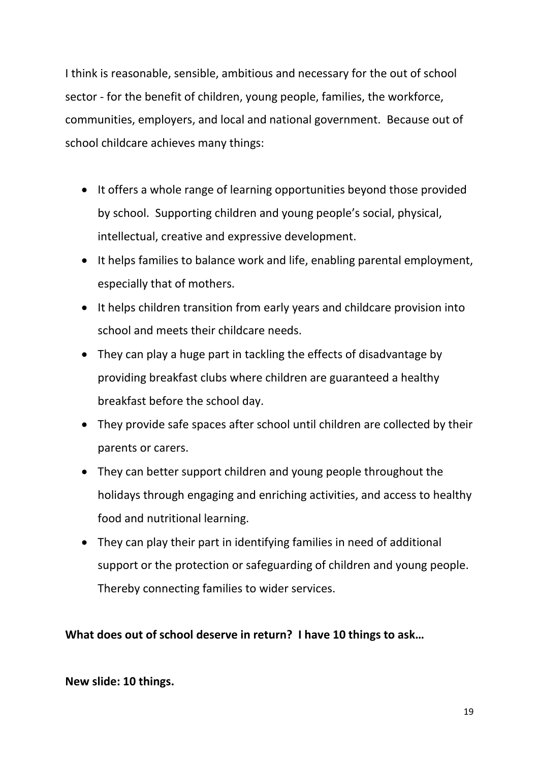I think is reasonable, sensible, ambitious and necessary for the out of school sector - for the benefit of children, young people, families, the workforce, communities, employers, and local and national government. Because out of school childcare achieves many things:

- It offers a whole range of learning opportunities beyond those provided by school. Supporting children and young people's social, physical, intellectual, creative and expressive development.
- It helps families to balance work and life, enabling parental employment, especially that of mothers.
- It helps children transition from early years and childcare provision into school and meets their childcare needs.
- They can play a huge part in tackling the effects of disadvantage by providing breakfast clubs where children are guaranteed a healthy breakfast before the school day.
- They provide safe spaces after school until children are collected by their parents or carers.
- They can better support children and young people throughout the holidays through engaging and enriching activities, and access to healthy food and nutritional learning.
- They can play their part in identifying families in need of additional support or the protection or safeguarding of children and young people. Thereby connecting families to wider services.

**What does out of school deserve in return? I have 10 things to ask…**

**New slide: 10 things.**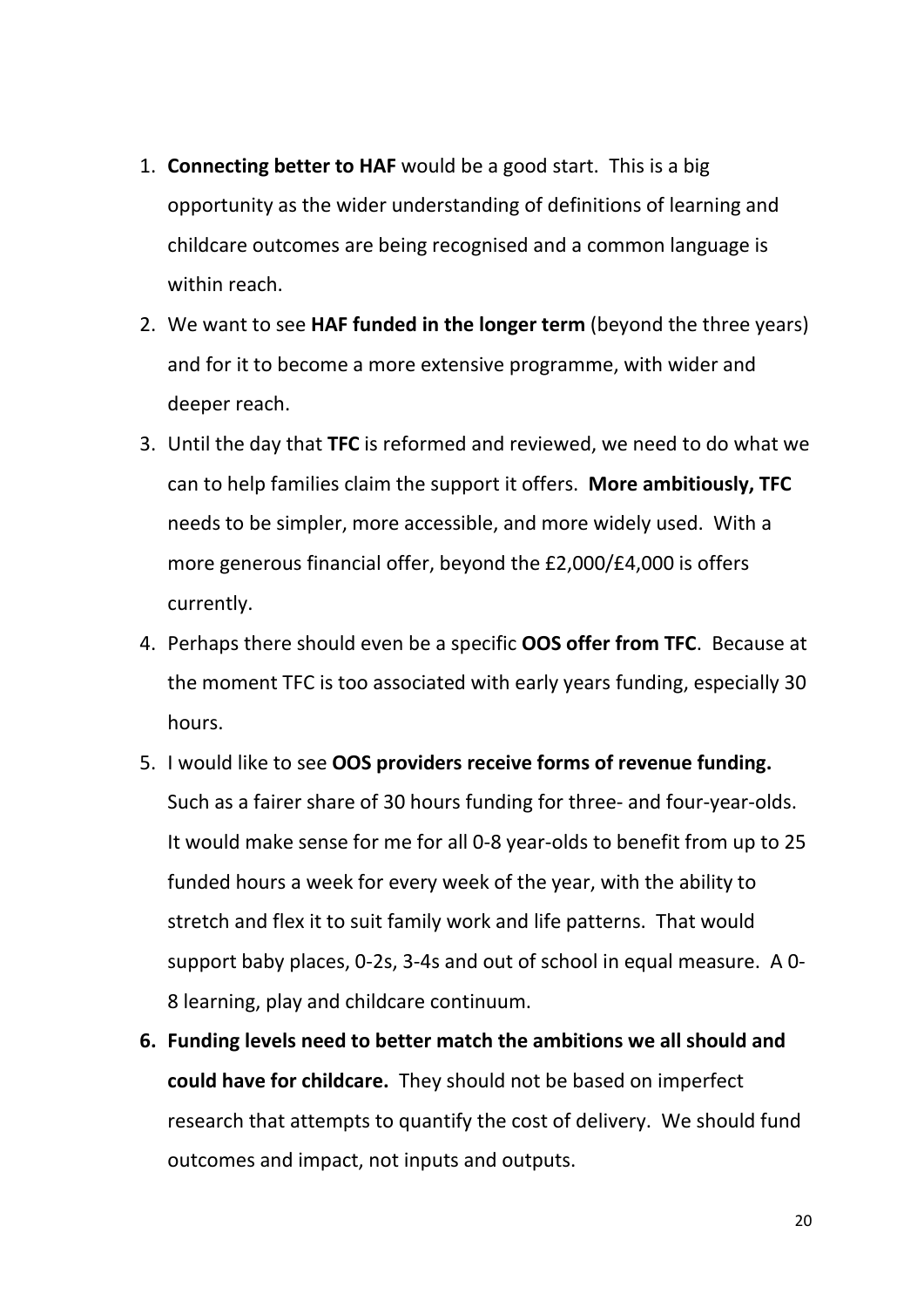1. **Connecting better to HAF** would be a good start. This is a big opportunity as the wider understanding of definitions of learning and childcare outcomes are being recognised and a common language is within reach.
2. We want to see **HAF funded in the longer term** (beyond the three years) and for it to become a more extensive programme, with wider and deeper reach.
3. Until the day that **TFC** is reformed and reviewed, we need to do what we can to help families claim the support it offers. **More ambitiously, TFC** needs to be simpler, more accessible, and more widely used. With a more generous financial offer, beyond the £2,000/£4,000 is offers currently.
4. Perhaps there should even be a specific **OOS offer from TFC**. Because at the moment TFC is too associated with early years funding, especially 30 hours.
5. I would like to see **OOS providers receive forms of revenue funding.** Such as a fairer share of 30 hours funding for three- and four-year-olds. It would make sense for me for all 0-8 year-olds to benefit from up to 25 funded hours a week for every week of the year, with the ability to stretch and flex it to suit family work and life patterns. That would support baby places, 0-2s, 3-4s and out of school in equal measure. A 0-8 learning, play and childcare continuum.
6. **Funding levels need to better match the ambitions we all should and could have for childcare.** They should not be based on imperfect research that attempts to quantify the cost of delivery. We should fund outcomes and impact, not inputs and outputs.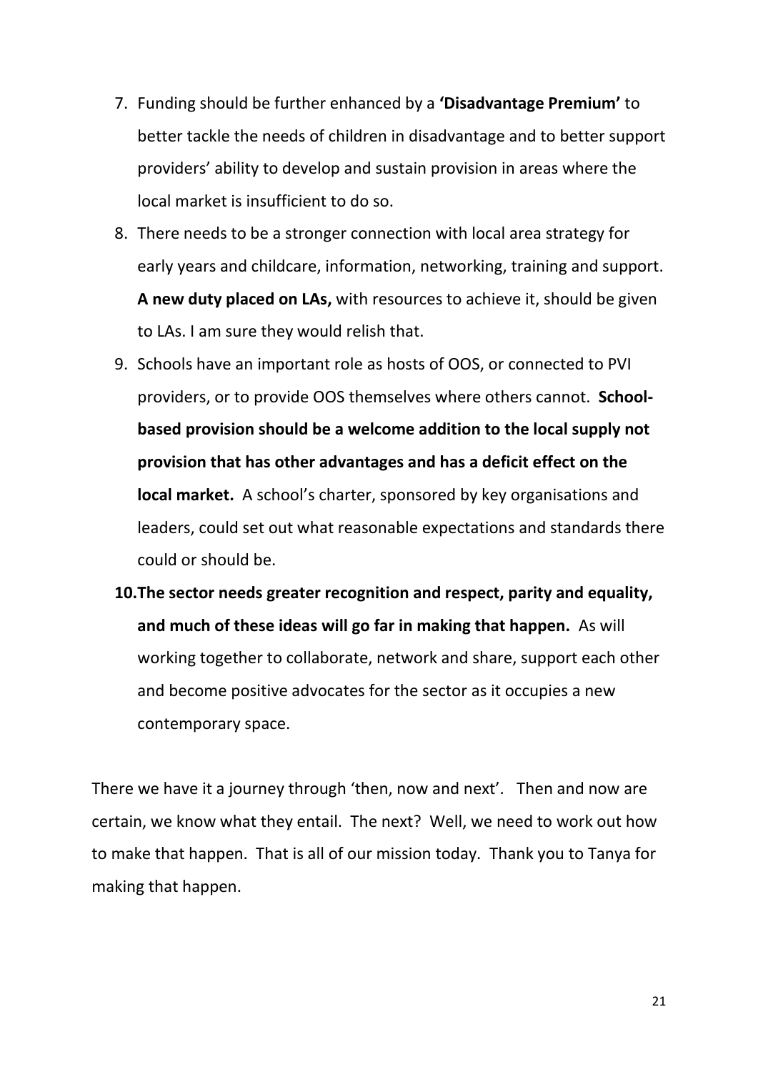7. Funding should be further enhanced by a **'Disadvantage Premium'** to better tackle the needs of children in disadvantage and to better support providers' ability to develop and sustain provision in areas where the local market is insufficient to do so.
8. There needs to be a stronger connection with local area strategy for early years and childcare, information, networking, training and support. **A new duty placed on LAs,** with resources to achieve it, should be given to LAs. I am sure they would relish that.
9. Schools have an important role as hosts of OOS, or connected to PVI providers, or to provide OOS themselves where others cannot. **School-based provision should be a welcome addition to the local supply not provision that has other advantages and has a deficit effect on the local market.** A school's charter, sponsored by key organisations and leaders, could set out what reasonable expectations and standards there could or should be.
10. **The sector needs greater recognition and respect, parity and equality, and much of these ideas will go far in making that happen.** As will working together to collaborate, network and share, support each other and become positive advocates for the sector as it occupies a new contemporary space.

There we have it a journey through 'then, now and next'. Then and now are certain, we know what they entail. The next? Well, we need to work out how to make that happen. That is all of our mission today. Thank you to Tanya for making that happen.